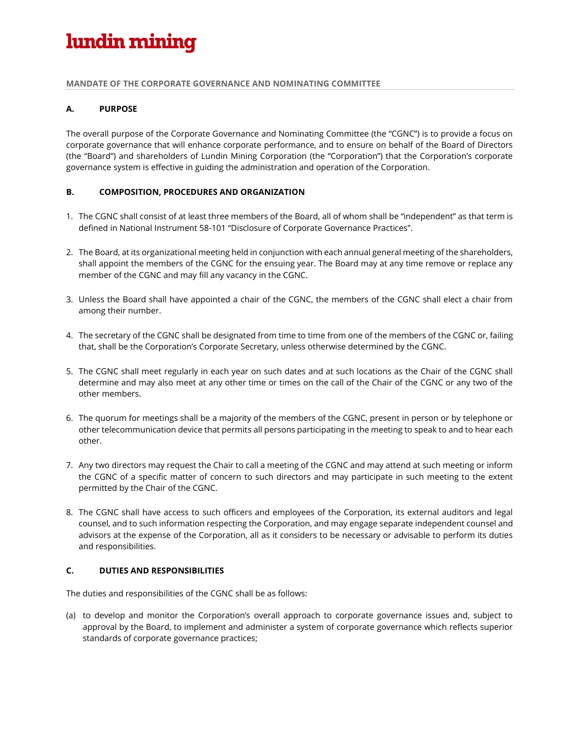**lundin mining**

## MANDATE OF THE CORPORATE GOVERNANCE AND NOMINATING COMMITTEE

### A. PURPOSE

The overall purpose of the Corporate Governance and Nominating Committee (the "CGNC") is to provide a focus on corporate governance that will enhance corporate performance, and to ensure on behalf of the Board of Directors (the "Board") and shareholders of Lundin Mining Corporation (the "Corporation") that the Corporation's corporate governance system is effective in guiding the administration and operation of the Corporation.

### B. COMPOSITION, PROCEDURES AND ORGANIZATION

1. The CGNC shall consist of at least three members of the Board, all of whom shall be "independent" as that term is defined in National Instrument 58-101 "Disclosure of Corporate Governance Practices".

2. The Board, at its organizational meeting held in conjunction with each annual general meeting of the shareholders, shall appoint the members of the CGNC for the ensuing year. The Board may at any time remove or replace any member of the CGNC and may fill any vacancy in the CGNC.

3. Unless the Board shall have appointed a chair of the CGNC, the members of the CGNC shall elect a chair from among their number.

4. The secretary of the CGNC shall be designated from time to time from one of the members of the CGNC or, failing that, shall be the Corporation's Corporate Secretary, unless otherwise determined by the CGNC.

5. The CGNC shall meet regularly in each year on such dates and at such locations as the Chair of the CGNC shall determine and may also meet at any other time or times on the call of the Chair of the CGNC or any two of the other members.

6. The quorum for meetings shall be a majority of the members of the CGNC, present in person or by telephone or other telecommunication device that permits all persons participating in the meeting to speak to and to hear each other.

7. Any two directors may request the Chair to call a meeting of the CGNC and may attend at such meeting or inform the CGNC of a specific matter of concern to such directors and may participate in such meeting to the extent permitted by the Chair of the CGNC.

8. The CGNC shall have access to such officers and employees of the Corporation, its external auditors and legal counsel, and to such information respecting the Corporation, and may engage separate independent counsel and advisors at the expense of the Corporation, all as it considers to be necessary or advisable to perform its duties and responsibilities.

### C. DUTIES AND RESPONSIBILITIES

The duties and responsibilities of the CGNC shall be as follows:

(a) to develop and monitor the Corporation's overall approach to corporate governance issues and, subject to approval by the Board, to implement and administer a system of corporate governance which reflects superior standards of corporate governance practices;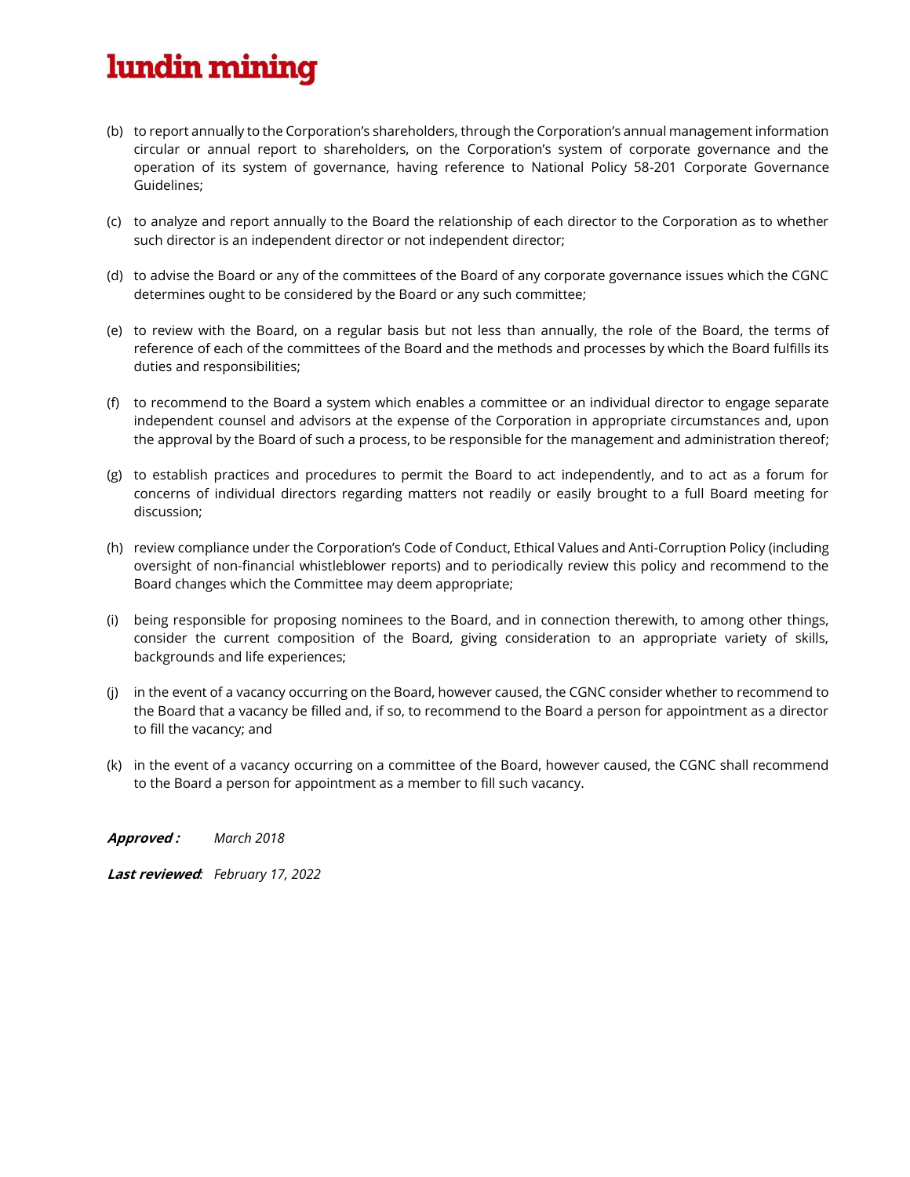(b) to report annually to the Corporation's shareholders, through the Corporation's annual management information circular or annual report to shareholders, on the Corporation's system of corporate governance and the operation of its system of governance, having reference to National Policy 58-201 Corporate Governance Guidelines;

(c) to analyze and report annually to the Board the relationship of each director to the Corporation as to whether such director is an independent director or not independent director;

(d) to advise the Board or any of the committees of the Board of any corporate governance issues which the CGNC determines ought to be considered by the Board or any such committee;

(e) to review with the Board, on a regular basis but not less than annually, the role of the Board, the terms of reference of each of the committees of the Board and the methods and processes by which the Board fulfills its duties and responsibilities;

(f) to recommend to the Board a system which enables a committee or an individual director to engage separate independent counsel and advisors at the expense of the Corporation in appropriate circumstances and, upon the approval by the Board of such a process, to be responsible for the management and administration thereof;

(g) to establish practices and procedures to permit the Board to act independently, and to act as a forum for concerns of individual directors regarding matters not readily or easily brought to a full Board meeting for discussion;

(h) review compliance under the Corporation's Code of Conduct, Ethical Values and Anti-Corruption Policy (including oversight of non-financial whistleblower reports) and to periodically review this policy and recommend to the Board changes which the Committee may deem appropriate;

(i) being responsible for proposing nominees to the Board, and in connection therewith, to among other things, consider the current composition of the Board, giving consideration to an appropriate variety of skills, backgrounds and life experiences;

(j) in the event of a vacancy occurring on the Board, however caused, the CGNC consider whether to recommend to the Board that a vacancy be filled and, if so, to recommend to the Board a person for appointment as a director to fill the vacancy; and

(k) in the event of a vacancy occurring on a committee of the Board, however caused, the CGNC shall recommend to the Board a person for appointment as a member to fill such vacancy.

***Approved :*** *March 2018*

***Last reviewed*:** *February 17, 2022*